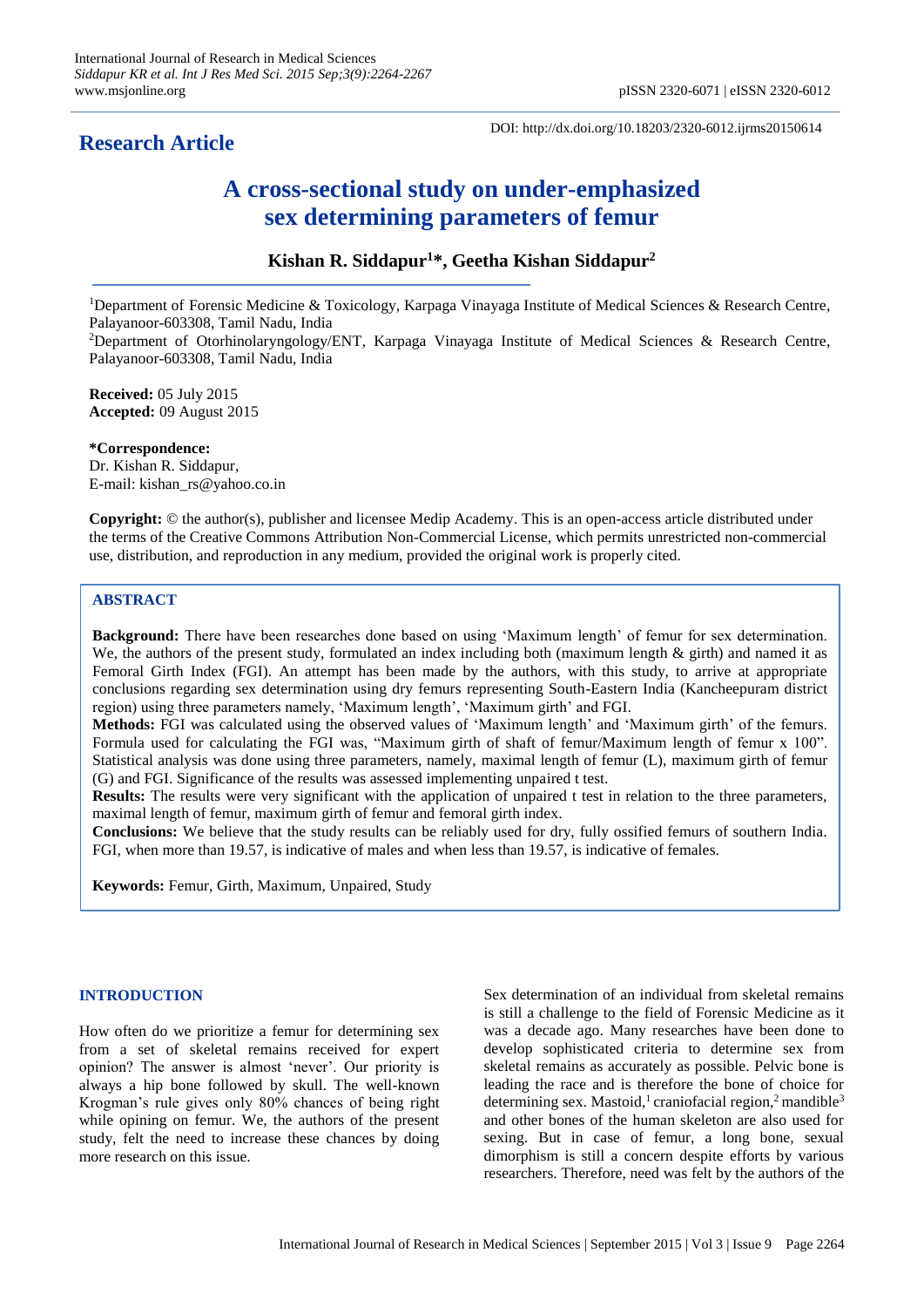International Journal of Research in Medical Sciences
Siddapur KR et al. Int J Res Med Sci. 2015 Sep;3(9):2264-2267
www.msjonline.org
pISSN 2320-6071 | eISSN 2320-6012

DOI: http://dx.doi.org/10.18203/2320-6012.ijrms20150614

**Research Article**

# A cross-sectional study on under-emphasized sex determining parameters of femur

**Kishan R. Siddapur[1]*, Geetha Kishan Siddapur[2]**

[1]Department of Forensic Medicine & Toxicology, Karpaga Vinayaga Institute of Medical Sciences & Research Centre, Palayanoor-603308, Tamil Nadu, India

[2]Department of Otorhinolaryngology/ENT, Karpaga Vinayaga Institute of Medical Sciences & Research Centre, Palayanoor-603308, Tamil Nadu, India

**Received:** 05 July 2015
**Accepted:** 09 August 2015

***Correspondence:**
Dr. Kishan R. Siddapur,
E-mail: kishan_rs@yahoo.co.in

**Copyright:** © the author(s), publisher and licensee Medip Academy. This is an open-access article distributed under the terms of the Creative Commons Attribution Non-Commercial License, which permits unrestricted non-commercial use, distribution, and reproduction in any medium, provided the original work is properly cited.

## ABSTRACT

**Background:** There have been researches done based on using 'Maximum length' of femur for sex determination. We, the authors of the present study, formulated an index including both (maximum length & girth) and named it as Femoral Girth Index (FGI). An attempt has been made by the authors, with this study, to arrive at appropriate conclusions regarding sex determination using dry femurs representing South-Eastern India (Kancheepuram district region) using three parameters namely, 'Maximum length', 'Maximum girth' and FGI.

**Methods:** FGI was calculated using the observed values of 'Maximum length' and 'Maximum girth' of the femurs. Formula used for calculating the FGI was, "Maximum girth of shaft of femur/Maximum length of femur x 100". Statistical analysis was done using three parameters, namely, maximal length of femur (L), maximum girth of femur (G) and FGI. Significance of the results was assessed implementing unpaired t test.

**Results:** The results were very significant with the application of unpaired t test in relation to the three parameters, maximal length of femur, maximum girth of femur and femoral girth index.

**Conclusions:** We believe that the study results can be reliably used for dry, fully ossified femurs of southern India. FGI, when more than 19.57, is indicative of males and when less than 19.57, is indicative of females.

**Keywords:** Femur, Girth, Maximum, Unpaired, Study

## INTRODUCTION

How often do we prioritize a femur for determining sex from a set of skeletal remains received for expert opinion? The answer is almost 'never'. Our priority is always a hip bone followed by skull. The well-known Krogman's rule gives only 80% chances of being right while opining on femur. We, the authors of the present study, felt the need to increase these chances by doing more research on this issue.

Sex determination of an individual from skeletal remains is still a challenge to the field of Forensic Medicine as it was a decade ago. Many researches have been done to develop sophisticated criteria to determine sex from skeletal remains as accurately as possible. Pelvic bone is leading the race and is therefore the bone of choice for determining sex. Mastoid,[1] craniofacial region,[2] mandible[3] and other bones of the human skeleton are also used for sexing. But in case of femur, a long bone, sexual dimorphism is still a concern despite efforts by various researchers. Therefore, need was felt by the authors of the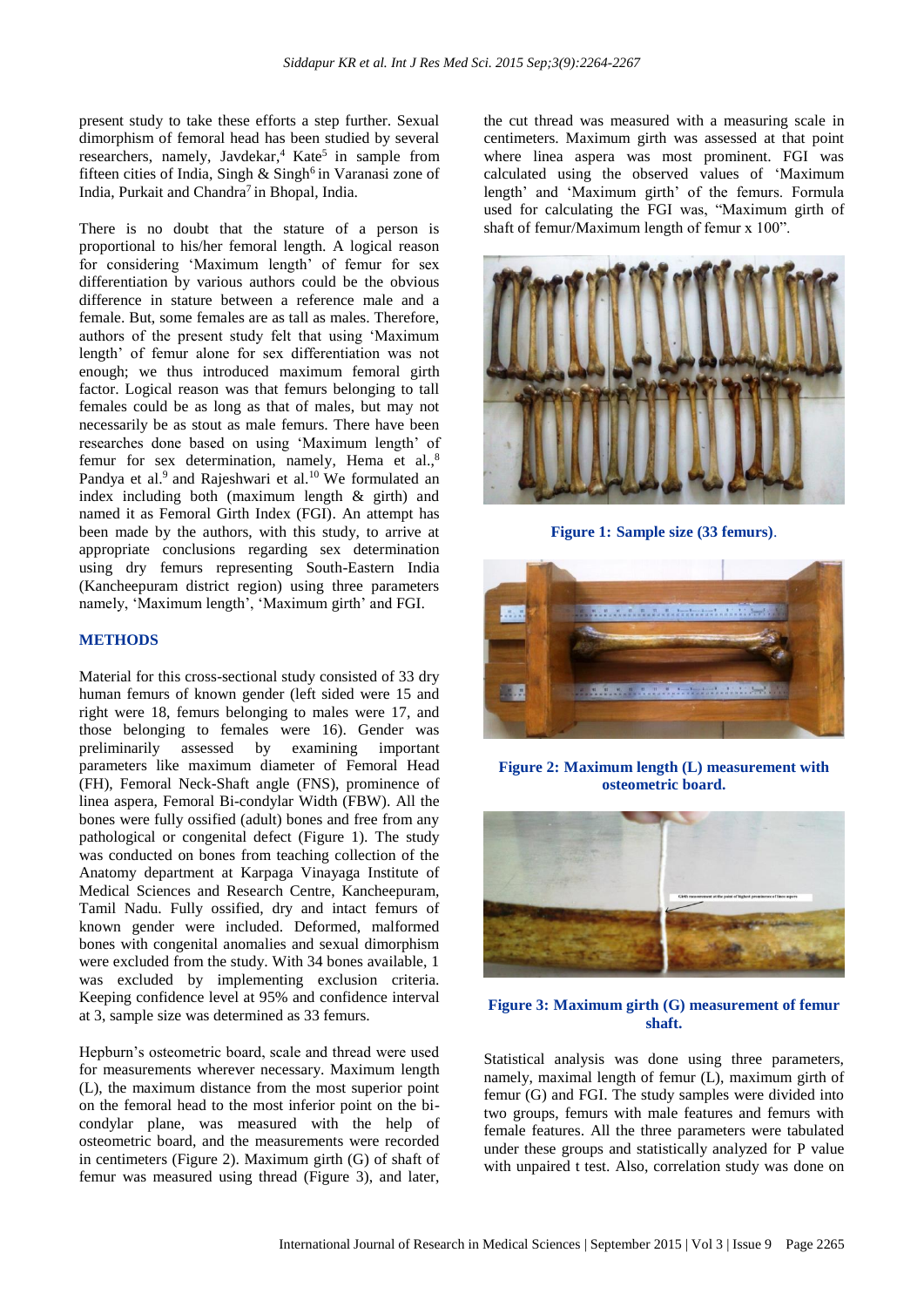present study to take these efforts a step further. Sexual dimorphism of femoral head has been studied by several researchers, namely, Javdekar,[4] Kate[5] in sample from fifteen cities of India, Singh & Singh[6] in Varanasi zone of India, Purkait and Chandra[7] in Bhopal, India.

There is no doubt that the stature of a person is proportional to his/her femoral length. A logical reason for considering 'Maximum length' of femur for sex differentiation by various authors could be the obvious difference in stature between a reference male and a female. But, some females are as tall as males. Therefore, authors of the present study felt that using 'Maximum length' of femur alone for sex differentiation was not enough; we thus introduced maximum femoral girth factor. Logical reason was that femurs belonging to tall females could be as long as that of males, but may not necessarily be as stout as male femurs. There have been researches done based on using 'Maximum length' of femur for sex determination, namely, Hema et al.,[8] Pandya et al.[9] and Rajeshwari et al.[10] We formulated an index including both (maximum length & girth) and named it as Femoral Girth Index (FGI). An attempt has been made by the authors, with this study, to arrive at appropriate conclusions regarding sex determination using dry femurs representing South-Eastern India (Kancheepuram district region) using three parameters namely, 'Maximum length', 'Maximum girth' and FGI.

## METHODS

Material for this cross-sectional study consisted of 33 dry human femurs of known gender (left sided were 15 and right were 18, femurs belonging to males were 17, and those belonging to females were 16). Gender was preliminarily assessed by examining important parameters like maximum diameter of Femoral Head (FH), Femoral Neck-Shaft angle (FNS), prominence of linea aspera, Femoral Bi-condylar Width (FBW). All the bones were fully ossified (adult) bones and free from any pathological or congenital defect (Figure 1). The study was conducted on bones from teaching collection of the Anatomy department at Karpaga Vinayaga Institute of Medical Sciences and Research Centre, Kancheepuram, Tamil Nadu. Fully ossified, dry and intact femurs of known gender were included. Deformed, malformed bones with congenital anomalies and sexual dimorphism were excluded from the study. With 34 bones available, 1 was excluded by implementing exclusion criteria. Keeping confidence level at 95% and confidence interval at 3, sample size was determined as 33 femurs.

Hepburn's osteometric board, scale and thread were used for measurements wherever necessary. Maximum length (L), the maximum distance from the most superior point on the femoral head to the most inferior point on the bi-condylar plane, was measured with the help of osteometric board, and the measurements were recorded in centimeters (Figure 2). Maximum girth (G) of shaft of femur was measured using thread (Figure 3), and later, the cut thread was measured with a measuring scale in centimeters. Maximum girth was assessed at that point where linea aspera was most prominent. FGI was calculated using the observed values of 'Maximum length' and 'Maximum girth' of the femurs. Formula used for calculating the FGI was, "Maximum girth of shaft of femur/Maximum length of femur x 100".

**Figure 1: Sample size (33 femurs).**

**Figure 2: Maximum length (L) measurement with osteometric board.**

**Figure 3: Maximum girth (G) measurement of femur shaft.**

Statistical analysis was done using three parameters, namely, maximal length of femur (L), maximum girth of femur (G) and FGI. The study samples were divided into two groups, femurs with male features and femurs with female features. All the three parameters were tabulated under these groups and statistically analyzed for P value with unpaired t test. Also, correlation study was done on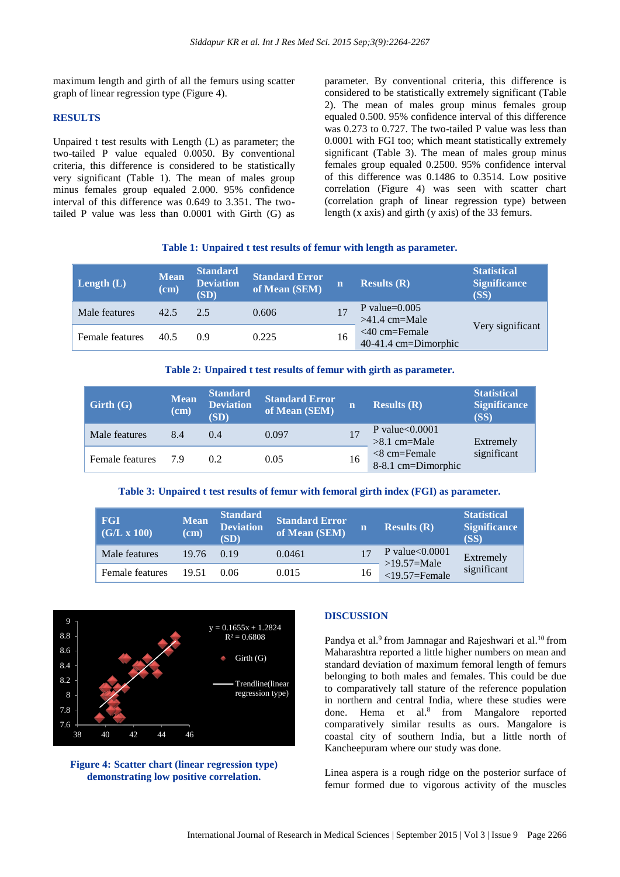maximum length and girth of all the femurs using scatter graph of linear regression type (Figure 4).

## RESULTS

Unpaired t test results with Length (L) as parameter; the two-tailed P value equaled 0.0050. By conventional criteria, this difference is considered to be statistically very significant (Table 1). The mean of males group minus females group equaled 2.000. 95% confidence interval of this difference was 0.649 to 3.351. The two-tailed P value was less than 0.0001 with Girth (G) as parameter. By conventional criteria, this difference is considered to be statistically extremely significant (Table 2). The mean of males group minus females group equaled 0.500. 95% confidence interval of this difference was 0.273 to 0.727. The two-tailed P value was less than 0.0001 with FGI too; which meant statistically extremely significant (Table 3). The mean of males group minus females group equaled 0.2500. 95% confidence interval of this difference was 0.1486 to 0.3514. Low positive correlation (Figure 4) was seen with scatter chart (correlation graph of linear regression type) between length (x axis) and girth (y axis) of the 33 femurs.

**Table 1: Unpaired t test results of femur with length as parameter.**

| Length (L) | Mean (cm) | Standard Deviation (SD) | Standard Error of Mean (SEM) | n | Results (R) | Statistical Significance (SS) |
|---|---|---|---|---|---|---|
| Male features | 42.5 | 2.5 | 0.606 | 17 | P value=0.005<br>>41.4 cm=Male<br><40 cm=Female<br>40-41.4 cm=Dimorphic | Very significant |
| Female features | 40.5 | 0.9 | 0.225 | 16 | | |

**Table 2: Unpaired t test results of femur with girth as parameter.**

| Girth (G) | Mean (cm) | Standard Deviation (SD) | Standard Error of Mean (SEM) | n | Results (R) | Statistical Significance (SS) |
|---|---|---|---|---|---|---|
| Male features | 8.4 | 0.4 | 0.097 | 17 | P value<0.0001<br>>8.1 cm=Male<br><8 cm=Female<br>8-8.1 cm=Dimorphic | Extremely significant |
| Female features | 7.9 | 0.2 | 0.05 | 16 | | |

**Table 3: Unpaired t test results of femur with femoral girth index (FGI) as parameter.**

| FGI (G/L x 100) | Mean (cm) | Standard Deviation (SD) | Standard Error of Mean (SEM) | n | Results (R) | Statistical Significance (SS) |
|---|---|---|---|---|---|---|
| Male features | 19.76 | 0.19 | 0.0461 | 17 | P value<0.0001<br>>19.57=Male<br><19.57=Female | Extremely significant |
| Female features | 19.51 | 0.06 | 0.015 | 16 | | |

**Figure 4: Scatter chart (linear regression type) demonstrating low positive correlation.**

## DISCUSSION

Pandya et al.[9] from Jamnagar and Rajeshwari et al.[10] from Maharashtra reported a little higher numbers on mean and standard deviation of maximum femoral length of femurs belonging to both males and females. This could be due to comparatively tall stature of the reference population in northern and central India, where these studies were done. Hema et al.[8] from Mangalore reported comparatively similar results as ours. Mangalore is coastal city of southern India, but a little north of Kancheepuram where our study was done.

Linea aspera is a rough ridge on the posterior surface of femur formed due to vigorous activity of the muscles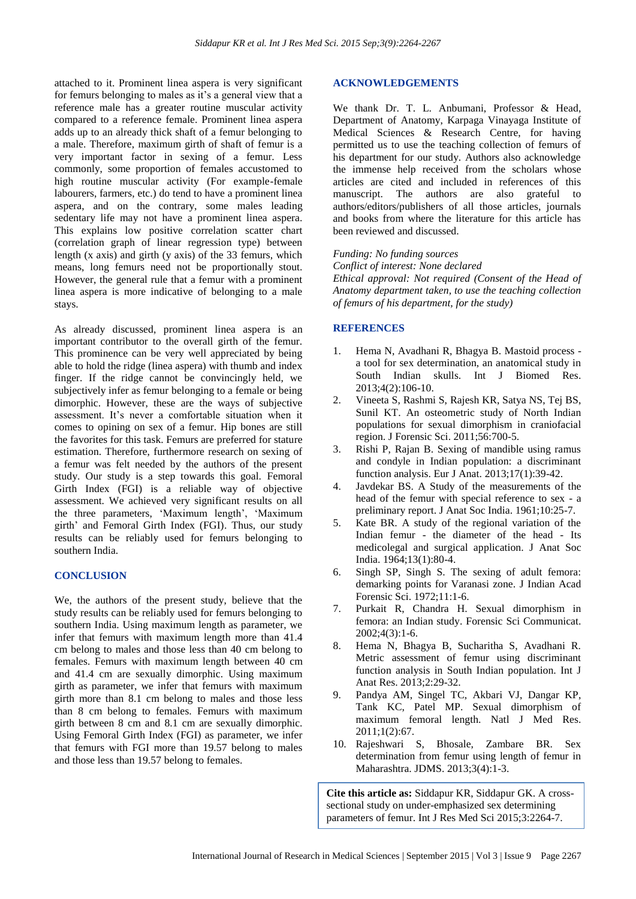attached to it. Prominent linea aspera is very significant for femurs belonging to males as it's a general view that a reference male has a greater routine muscular activity compared to a reference female. Prominent linea aspera adds up to an already thick shaft of a femur belonging to a male. Therefore, maximum girth of shaft of femur is a very important factor in sexing of a femur. Less commonly, some proportion of females accustomed to high routine muscular activity (For example-female labourers, farmers, etc.) do tend to have a prominent linea aspera, and on the contrary, some males leading sedentary life may not have a prominent linea aspera. This explains low positive correlation scatter chart (correlation graph of linear regression type) between length (x axis) and girth (y axis) of the 33 femurs, which means, long femurs need not be proportionally stout. However, the general rule that a femur with a prominent linea aspera is more indicative of belonging to a male stays.

As already discussed, prominent linea aspera is an important contributor to the overall girth of the femur. This prominence can be very well appreciated by being able to hold the ridge (linea aspera) with thumb and index finger. If the ridge cannot be convincingly held, we subjectively infer as femur belonging to a female or being dimorphic. However, these are the ways of subjective assessment. It's never a comfortable situation when it comes to opining on sex of a femur. Hip bones are still the favorites for this task. Femurs are preferred for stature estimation. Therefore, furthermore research on sexing of a femur was felt needed by the authors of the present study. Our study is a step towards this goal. Femoral Girth Index (FGI) is a reliable way of objective assessment. We achieved very significant results on all the three parameters, 'Maximum length', 'Maximum girth' and Femoral Girth Index (FGI). Thus, our study results can be reliably used for femurs belonging to southern India.

## CONCLUSION

We, the authors of the present study, believe that the study results can be reliably used for femurs belonging to southern India. Using maximum length as parameter, we infer that femurs with maximum length more than 41.4 cm belong to males and those less than 40 cm belong to females. Femurs with maximum length between 40 cm and 41.4 cm are sexually dimorphic. Using maximum girth as parameter, we infer that femurs with maximum girth more than 8.1 cm belong to males and those less than 8 cm belong to females. Femurs with maximum girth between 8 cm and 8.1 cm are sexually dimorphic. Using Femoral Girth Index (FGI) as parameter, we infer that femurs with FGI more than 19.57 belong to males and those less than 19.57 belong to females.

## ACKNOWLEDGEMENTS

We thank Dr. T. L. Anbumani, Professor & Head, Department of Anatomy, Karpaga Vinayaga Institute of Medical Sciences & Research Centre, for having permitted us to use the teaching collection of femurs of his department for our study. Authors also acknowledge the immense help received from the scholars whose articles are cited and included in references of this manuscript. The authors are also grateful to authors/editors/publishers of all those articles, journals and books from where the literature for this article has been reviewed and discussed.

*Funding: No funding sources*
*Conflict of interest: None declared*
*Ethical approval: Not required (Consent of the Head of Anatomy department taken, to use the teaching collection of femurs of his department, for the study)*

## REFERENCES

1. Hema N, Avadhani R, Bhagya B. Mastoid process - a tool for sex determination, an anatomical study in South Indian skulls. Int J Biomed Res. 2013;4(2):106-10.
2. Vineeta S, Rashmi S, Rajesh KR, Satya NS, Tej BS, Sunil KT. An osteometric study of North Indian populations for sexual dimorphism in craniofacial region. J Forensic Sci. 2011;56:700-5.
3. Rishi P, Rajan B. Sexing of mandible using ramus and condyle in Indian population: a discriminant function analysis. Eur J Anat. 2013;17(1):39-42.
4. Javdekar BS. A Study of the measurements of the head of the femur with special reference to sex - a preliminary report. J Anat Soc India. 1961;10:25-7.
5. Kate BR. A study of the regional variation of the Indian femur - the diameter of the head - Its medicolegal and surgical application. J Anat Soc India. 1964;13(1):80-4.
6. Singh SP, Singh S. The sexing of adult femora: demarking points for Varanasi zone. J Indian Acad Forensic Sci. 1972;11:1-6.
7. Purkait R, Chandra H. Sexual dimorphism in femora: an Indian study. Forensic Sci Communicat. 2002;4(3):1-6.
8. Hema N, Bhagya B, Sucharitha S, Avadhani R. Metric assessment of femur using discriminant function analysis in South Indian population. Int J Anat Res. 2013;2:29-32.
9. Pandya AM, Singel TC, Akbari VJ, Dangar KP, Tank KC, Patel MP. Sexual dimorphism of maximum femoral length. Natl J Med Res. 2011;1(2):67.
10. Rajeshwari S, Bhosale, Zambare BR. Sex determination from femur using length of femur in Maharashtra. JDMS. 2013;3(4):1-3.

**Cite this article as:** Siddapur KR, Siddapur GK. A cross-sectional study on under-emphasized sex determining parameters of femur. Int J Res Med Sci 2015;3:2264-7.